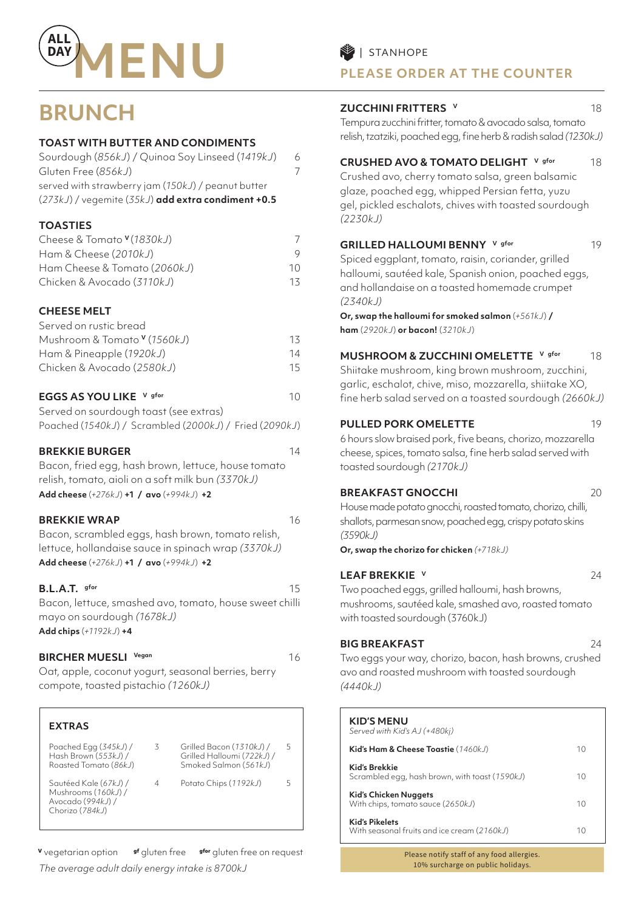# ALL DAY MENU

STANHOPE

**PLEASE ORDER AT THE COUNTER**

## BRUNCH

### TOAST WITH BUTTER AND CONDIMENTS

| | |
|---|---|
| Sourdough (*856kJ*) / Quinoa Soy Linseed (*1419kJ*) | 6 |
| Gluten Free (*856kJ*) | 7 |

served with strawberry jam (*150kJ*) / peanut butter (*273kJ*) / vegemite (*35kJ*) **add extra condiment +0.5**

### TOASTIES

| | |
|---|---|
| Cheese & Tomato V (*1830kJ*) | 7 |
| Ham & Cheese (*2010kJ*) | 9 |
| Ham Cheese & Tomato (*2060kJ*) | 10 |
| Chicken & Avocado (*3110kJ*) | 13 |

### CHEESE MELT

Served on rustic bread

| | |
|---|---|
| Mushroom & Tomato V (*1560kJ*) | 13 |
| Ham & Pineapple (*1920kJ*) | 14 |
| Chicken & Avocado (*2580kJ*) | 15 |

### EGGS AS YOU LIKE V gfor — 10

Served on sourdough toast (see extras)
Poached (*1540kJ*) / Scrambled (*2000kJ*) / Fried (*2090kJ*)

### BREKKIE BURGER — 14

Bacon, fried egg, hash brown, lettuce, house tomato relish, tomato, aioli on a soft milk bun *(3370kJ)*
**Add cheese** (*+276kJ*) **+1 / avo** (*+994kJ*) **+2**

### BREKKIE WRAP — 16

Bacon, scrambled eggs, hash brown, tomato relish, lettuce, hollandaise sauce in spinach wrap *(3370kJ)*
**Add cheese** (*+276kJ*) **+1 / avo** (*+994kJ*) **+2**

### B.L.A.T. gfor — 15

Bacon, lettuce, smashed avo, tomato, house sweet chilli mayo on sourdough *(1678kJ)*
**Add chips** (*+1192kJ*) **+4**

### BIRCHER MUESLI Vegan — 16

Oat, apple, coconut yogurt, seasonal berries, berry compote, toasted pistachio *(1260kJ)*

### EXTRAS

| | | | |
|---|---|---|---|
| Poached Egg (*345kJ*) / Hash Brown (*553kJ*) / Roasted Tomato (*86kJ*) | 3 | Grilled Bacon (*1310kJ*) / Grilled Halloumi (*722kJ*) / Smoked Salmon (*561kJ*) | 5 |
| Sautéed Kale (*67kJ*) / Mushrooms (*160kJ*) / Avocado (*994kJ*) / Chorizo (*784kJ*) | 4 | Potato Chips (*1192kJ*) | 5 |

### ZUCCHINI FRITTERS V — 18

Tempura zucchini fritter, tomato & avocado salsa, tomato relish, tzatziki, poached egg, fine herb & radish salad *(1230kJ)*

### CRUSHED AVO & TOMATO DELIGHT V gfor — 18

Crushed avo, cherry tomato salsa, green balsamic glaze, poached egg, whipped Persian fetta, yuzu gel, pickled eschalots, chives with toasted sourdough *(2230kJ)*

### GRILLED HALLOUMI BENNY V gfor — 19

Spiced eggplant, tomato, raisin, coriander, grilled halloumi, sautéed kale, Spanish onion, poached eggs, and hollandaise on a toasted homemade crumpet *(2340kJ)*
**Or, swap the halloumi for smoked salmon** (*+561kJ*) **/ ham** (*2920kJ*) **or bacon!** (*3210kJ*)

### MUSHROOM & ZUCCHINI OMELETTE V gfor — 18

Shiitake mushroom, king brown mushroom, zucchini, garlic, eschalot, chive, miso, mozzarella, shiitake XO, fine herb salad served on a toasted sourdough *(2660kJ)*

### PULLED PORK OMELETTE — 19

6 hours slow braised pork, five beans, chorizo, mozzarella cheese, spices, tomato salsa, fine herb salad served with toasted sourdough *(2170kJ)*

### BREAKFAST GNOCCHI — 20

House made potato gnocchi, roasted tomato, chorizo, chilli, shallots, parmesan snow, poached egg, crispy potato skins *(3590kJ)*
**Or, swap the chorizo for chicken** *(+718kJ)*

### LEAF BREKKIE V — 24

Two poached eggs, grilled halloumi, hash browns, mushrooms, sautéed kale, smashed avo, roasted tomato with toasted sourdough (3760kJ)

### BIG BREAKFAST — 24

Two eggs your way, chorizo, bacon, hash browns, crushed avo and roasted mushroom with toasted sourdough *(4440kJ)*

### KID'S MENU

*Served with Kid's AJ (+480kj)*

| | |
|---|---|
| **Kid's Ham & Cheese Toastie** (*1460kJ*) | 10 |
| **Kid's Brekkie** Scrambled egg, hash brown, with toast (*1590kJ*) | 10 |
| **Kid's Chicken Nuggets** With chips, tomato sauce (*2650kJ*) | 10 |
| **Kid's Pikelets** With seasonal fruits and ice cream (*2160kJ*) | 10 |

Please notify staff of any food allergies.
10% surcharge on public holidays.

**V** vegetarian option **gf** gluten free **gfor** gluten free on request

*The average adult daily energy intake is 8700kJ*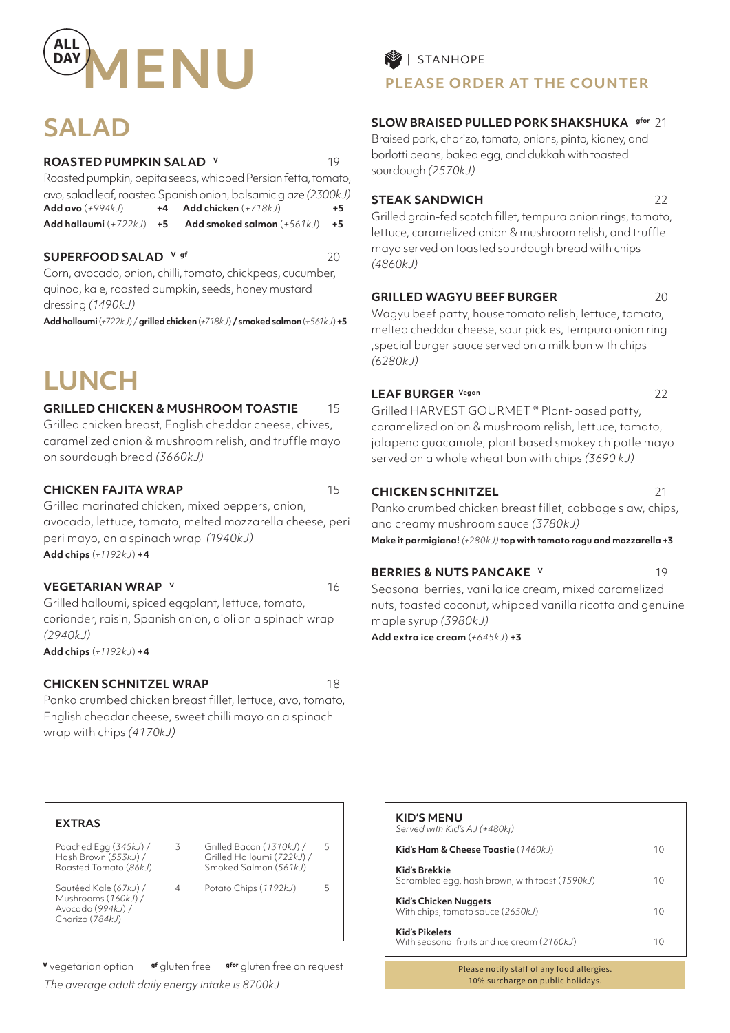# ALL DAY MENU

STANHOPE

**PLEASE ORDER AT THE COUNTER**

## SALAD

### ROASTED PUMPKIN SALAD [V] — 19

Roasted pumpkin, pepita seeds, whipped Persian fetta, tomato, avo, salad leaf, roasted Spanish onion, balsamic glaze *(2300kJ)*

**Add avo** *(+994kJ)* **+4** **Add chicken** *(+718kJ)* **+5**
**Add halloumi** *(+722kJ)* **+5** **Add smoked salmon** *(+561kJ)* **+5**

### SUPERFOOD SALAD [V] [gf] — 20

Corn, avocado, onion, chilli, tomato, chickpeas, cucumber, quinoa, kale, roasted pumpkin, seeds, honey mustard dressing *(1490kJ)*

**Add halloumi** *(+722kJ)* / **grilled chicken** *(+718kJ)* **/ smoked salmon** *(+561kJ)* **+5**

## LUNCH

### GRILLED CHICKEN & MUSHROOM TOASTIE — 15

Grilled chicken breast, English cheddar cheese, chives, caramelized onion & mushroom relish, and truffle mayo on sourdough bread *(3660kJ)*

### CHICKEN FAJITA WRAP — 15

Grilled marinated chicken, mixed peppers, onion, avocado, lettuce, tomato, melted mozzarella cheese, peri peri mayo, on a spinach wrap *(1940kJ)*

**Add chips** *(+1192kJ)* **+4**

### VEGETARIAN WRAP [V] — 16

Grilled halloumi, spiced eggplant, lettuce, tomato, coriander, raisin, Spanish onion, aioli on a spinach wrap *(2940kJ)*

**Add chips** *(+1192kJ)* **+4**

### CHICKEN SCHNITZEL WRAP — 18

Panko crumbed chicken breast fillet, lettuce, avo, tomato, English cheddar cheese, sweet chilli mayo on a spinach wrap with chips *(4170kJ)*

### SLOW BRAISED PULLED PORK SHAKSHUKA [gfor] — 21

Braised pork, chorizo, tomato, onions, pinto, kidney, and borlotti beans, baked egg, and dukkah with toasted sourdough *(2570kJ)*

### STEAK SANDWICH — 22

Grilled grain-fed scotch fillet, tempura onion rings, tomato, lettuce, caramelized onion & mushroom relish, and truffle mayo served on toasted sourdough bread with chips *(4860kJ)*

### GRILLED WAGYU BEEF BURGER — 20

Wagyu beef patty, house tomato relish, lettuce, tomato, melted cheddar cheese, sour pickles, tempura onion ring ,special burger sauce served on a milk bun with chips *(6280kJ)*

### LEAF BURGER [Vegan] — 22

Grilled HARVEST GOURMET ® Plant-based patty, caramelized onion & mushroom relish, lettuce, tomato, jalapeno guacamole, plant based smokey chipotle mayo served on a whole wheat bun with chips *(3690 kJ)*

### CHICKEN SCHNITZEL — 21

Panko crumbed chicken breast fillet, cabbage slaw, chips, and creamy mushroom sauce *(3780kJ)*

**Make it parmigiana!** *(+280kJ)* **top with tomato ragu and mozzarella +3**

### BERRIES & NUTS PANCAKE [V] — 19

Seasonal berries, vanilla ice cream, mixed caramelized nuts, toasted coconut, whipped vanilla ricotta and genuine maple syrup *(3980kJ)*

**Add extra ice cream** *(+645kJ)* **+3**

## EXTRAS

| | | | |
|---|---|---|---|
| Poached Egg *(345kJ)* / Hash Brown *(553kJ)* / Roasted Tomato *(86kJ)* | 3 | Grilled Bacon *(1310kJ)* / Grilled Halloumi *(722kJ)* / Smoked Salmon *(561kJ)* | 5 |
| Sautéed Kale *(67kJ)* / Mushrooms *(160kJ)* / Avocado *(994kJ)* / Chorizo *(784kJ)* | 4 | Potato Chips *(1192kJ)* | 5 |

## KID'S MENU

*Served with Kid's AJ (+480kj)*

| | |
|---|---|
| **Kid's Ham & Cheese Toastie** *(1460kJ)* | 10 |
| **Kid's Brekkie** — Scrambled egg, hash brown, with toast *(1590kJ)* | 10 |
| **Kid's Chicken Nuggets** — With chips, tomato sauce *(2650kJ)* | 10 |
| **Kid's Pikelets** — With seasonal fruits and ice cream *(2160kJ)* | 10 |

Please notify staff of any food allergies.
10% surcharge on public holidays.

**V** vegetarian option **gf** gluten free **gfor** gluten free on request

*The average adult daily energy intake is 8700kJ*